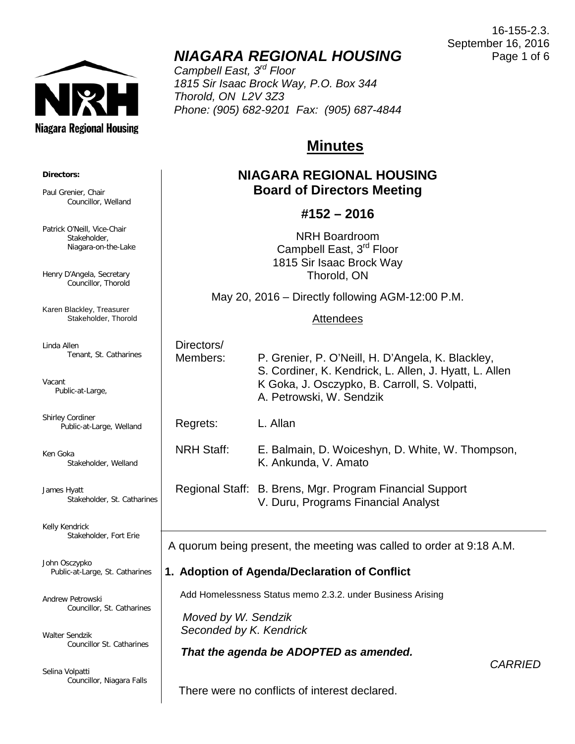16-155-2.3.
September 16, 2016

# *NIAGARA REGIONAL HOUSING*

*Campbell East, 3rd Floor*
*1815 Sir Isaac Brock Way, P.O. Box 344*
*Thorold, ON L2V 3Z3*
*Phone: (905) 682-9201 Fax: (905) 687-4844*

Niagara Regional Housing

**Directors:**

Paul Grenier, Chair
Councillor, Welland

Patrick O'Neill, Vice-Chair
Stakeholder,
Niagara-on-the-Lake

Henry D'Angela, Secretary
Councillor, Thorold

Karen Blackley, Treasurer
Stakeholder, Thorold

Linda Allen
Tenant, St. Catharines

Vacant
Public-at-Large,

Shirley Cordiner
Public-at-Large, Welland

Ken Goka
Stakeholder, Welland

James Hyatt
Stakeholder, St. Catharines

Kelly Kendrick
Stakeholder, Fort Erie

John Osczypko
Public-at-Large, St. Catharines

Andrew Petrowski
Councillor, St. Catharines

Walter Sendzik
Councillor St. Catharines

Selina Volpatti
Councillor, Niagara Falls

## **Minutes**

### **NIAGARA REGIONAL HOUSING**
### **Board of Directors Meeting**

### **#152 – 2016**

NRH Boardroom
Campbell East, 3rd Floor
1815 Sir Isaac Brock Way
Thorold, ON

May 20, 2016 – Directly following AGM-12:00 P.M.

Attendees

| | |
|---|---|
| Directors/ Members: | P. Grenier, P. O'Neill, H. D'Angela, K. Blackley, S. Cordiner, K. Kendrick, L. Allen, J. Hyatt, L. Allen K Goka, J. Osczypko, B. Carroll, S. Volpatti, A. Petrowski, W. Sendzik |
| Regrets: | L. Allan |
| NRH Staff: | E. Balmain, D. Woiceshyn, D. White, W. Thompson, K. Ankunda, V. Amato |
| Regional Staff: | B. Brens, Mgr. Program Financial Support<br>V. Duru, Programs Financial Analyst |

A quorum being present, the meeting was called to order at 9:18 A.M.

### **1. Adoption of Agenda/Declaration of Conflict**

Add Homelessness Status memo 2.3.2. under Business Arising

*Moved by W. Sendzik*
*Seconded by K. Kendrick*

***That the agenda be ADOPTED as amended.***

*CARRIED*

There were no conflicts of interest declared.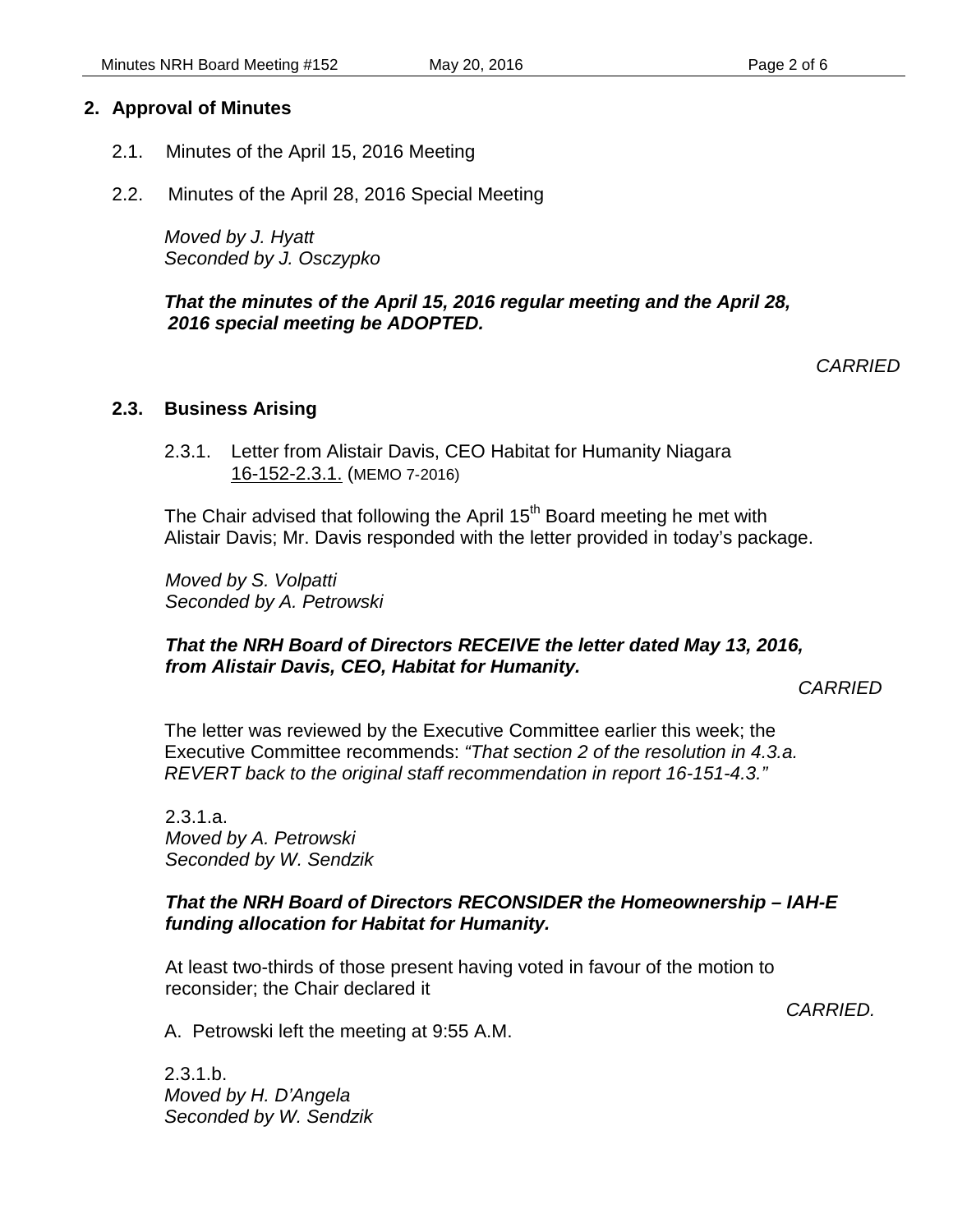## 2. Approval of Minutes

2.1. Minutes of the April 15, 2016 Meeting

2.2. Minutes of the April 28, 2016 Special Meeting

*Moved by J. Hyatt*
*Seconded by J. Osczypko*

***That the minutes of the April 15, 2016 regular meeting and the April 28, 2016 special meeting be ADOPTED.***

*CARRIED*

### 2.3. Business Arising

2.3.1. Letter from Alistair Davis, CEO Habitat for Humanity Niagara
<u>16-152-2.3.1.</u> (MEMO 7-2016)

The Chair advised that following the April 15th Board meeting he met with Alistair Davis; Mr. Davis responded with the letter provided in today's package.

*Moved by S. Volpatti*
*Seconded by A. Petrowski*

***That the NRH Board of Directors RECEIVE the letter dated May 13, 2016, from Alistair Davis, CEO, Habitat for Humanity.***

*CARRIED*

The letter was reviewed by the Executive Committee earlier this week; the Executive Committee recommends: *"That section 2 of the resolution in 4.3.a. REVERT back to the original staff recommendation in report 16-151-4.3."*

2.3.1.a.
*Moved by A. Petrowski*
*Seconded by W. Sendzik*

***That the NRH Board of Directors RECONSIDER the Homeownership – IAH-E funding allocation for Habitat for Humanity.***

At least two-thirds of those present having voted in favour of the motion to reconsider; the Chair declared it

*CARRIED.*

A. Petrowski left the meeting at 9:55 A.M.

2.3.1.b.
*Moved by H. D'Angela*
*Seconded by W. Sendzik*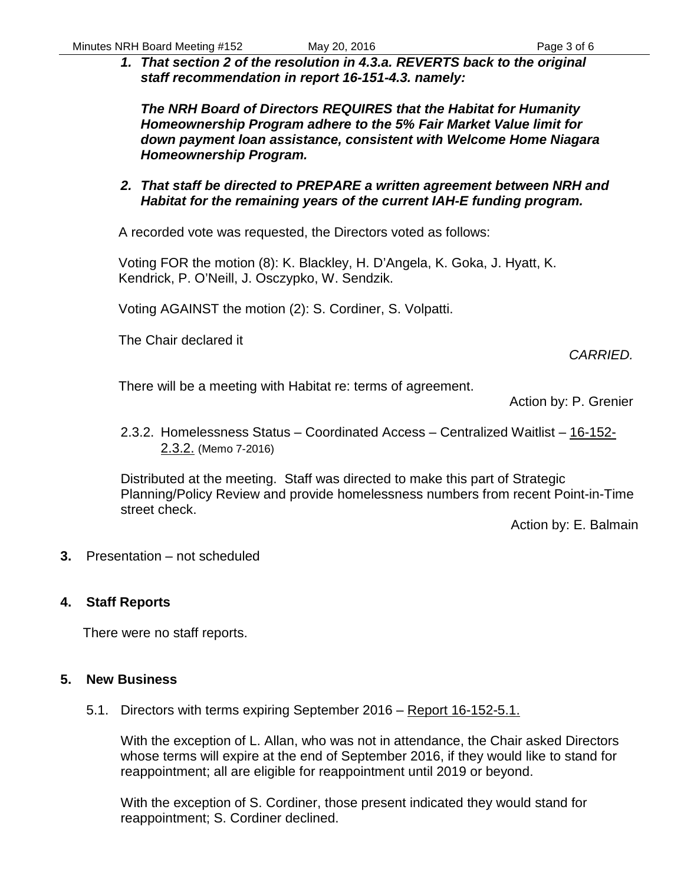***1. That section 2 of the resolution in 4.3.a. REVERTS back to the original staff recommendation in report 16-151-4.3. namely:***

***The NRH Board of Directors REQUIRES that the Habitat for Humanity Homeownership Program adhere to the 5% Fair Market Value limit for down payment loan assistance, consistent with Welcome Home Niagara Homeownership Program.***

***2. That staff be directed to PREPARE a written agreement between NRH and Habitat for the remaining years of the current IAH-E funding program.***

A recorded vote was requested, the Directors voted as follows:

Voting FOR the motion (8): K. Blackley, H. D'Angela, K. Goka, J. Hyatt, K. Kendrick, P. O'Neill, J. Osczypko, W. Sendzik.

Voting AGAINST the motion (2): S. Cordiner, S. Volpatti.

The Chair declared it

*CARRIED.*

There will be a meeting with Habitat re: terms of agreement.

Action by: P. Grenier

2.3.2. Homelessness Status – Coordinated Access – Centralized Waitlist – 16-152-2.3.2. (Memo 7-2016)

Distributed at the meeting. Staff was directed to make this part of Strategic Planning/Policy Review and provide homelessness numbers from recent Point-in-Time street check.

Action by: E. Balmain

**3.** Presentation – not scheduled

## 4. Staff Reports

There were no staff reports.

## 5. New Business

5.1. Directors with terms expiring September 2016 – Report 16-152-5.1.

With the exception of L. Allan, who was not in attendance, the Chair asked Directors whose terms will expire at the end of September 2016, if they would like to stand for reappointment; all are eligible for reappointment until 2019 or beyond.

With the exception of S. Cordiner, those present indicated they would stand for reappointment; S. Cordiner declined.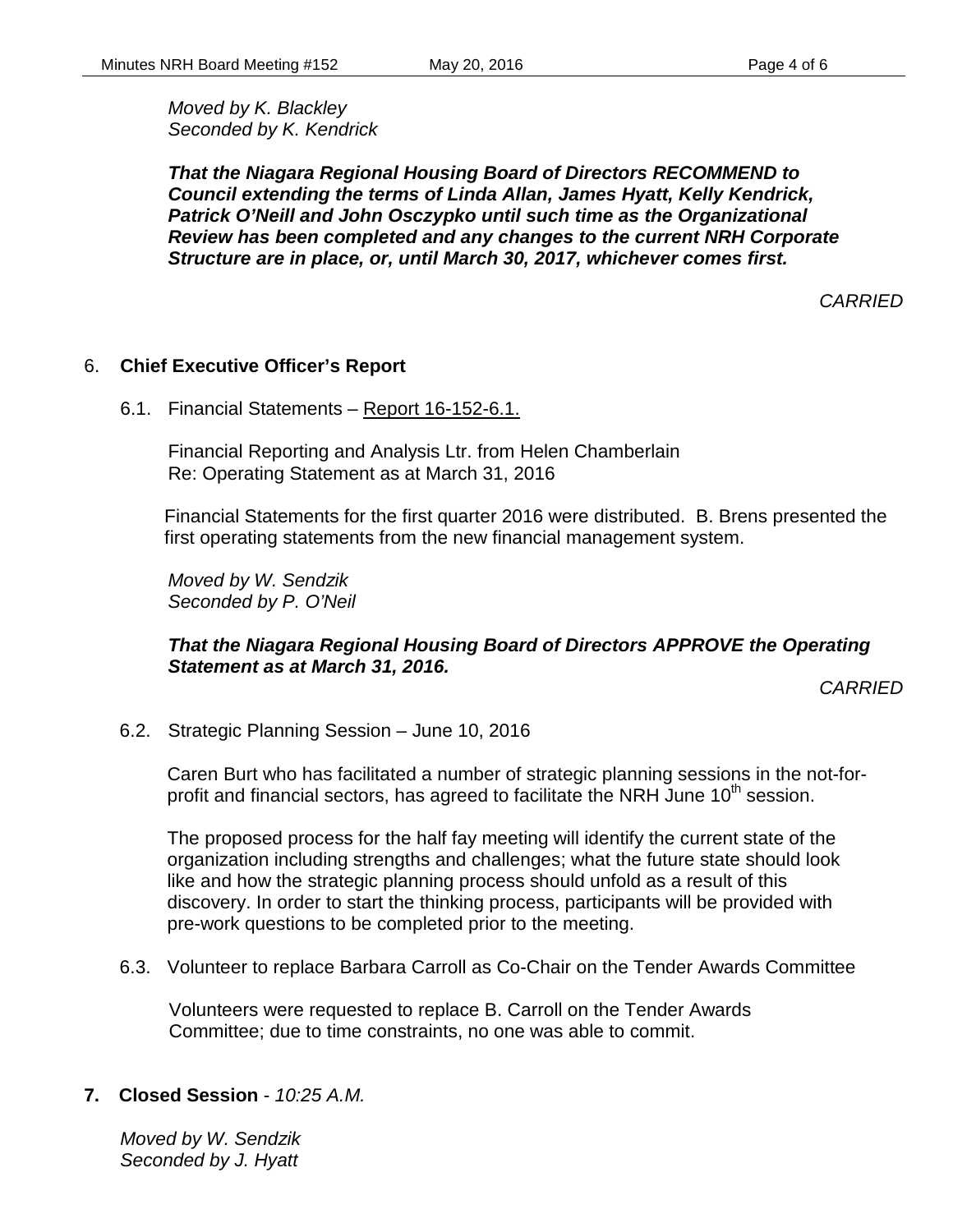*Moved by K. Blackley*
*Seconded by K. Kendrick*

***That the Niagara Regional Housing Board of Directors RECOMMEND to Council extending the terms of Linda Allan, James Hyatt, Kelly Kendrick, Patrick O'Neill and John Osczypko until such time as the Organizational Review has been completed and any changes to the current NRH Corporate Structure are in place, or, until March 30, 2017, whichever comes first.***

*CARRIED*

## 6. Chief Executive Officer's Report

6.1. Financial Statements – Report 16-152-6.1.

Financial Reporting and Analysis Ltr. from Helen Chamberlain
Re: Operating Statement as at March 31, 2016

Financial Statements for the first quarter 2016 were distributed. B. Brens presented the first operating statements from the new financial management system.

*Moved by W. Sendzik*
*Seconded by P. O'Neil*

***That the Niagara Regional Housing Board of Directors APPROVE the Operating Statement as at March 31, 2016.***

*CARRIED*

6.2. Strategic Planning Session – June 10, 2016

Caren Burt who has facilitated a number of strategic planning sessions in the not-for-profit and financial sectors, has agreed to facilitate the NRH June 10th session.

The proposed process for the half fay meeting will identify the current state of the organization including strengths and challenges; what the future state should look like and how the strategic planning process should unfold as a result of this discovery. In order to start the thinking process, participants will be provided with pre-work questions to be completed prior to the meeting.

6.3. Volunteer to replace Barbara Carroll as Co-Chair on the Tender Awards Committee

Volunteers were requested to replace B. Carroll on the Tender Awards Committee; due to time constraints, no one was able to commit.

## 7. Closed Session - *10:25 A.M.*

*Moved by W. Sendzik*
*Seconded by J. Hyatt*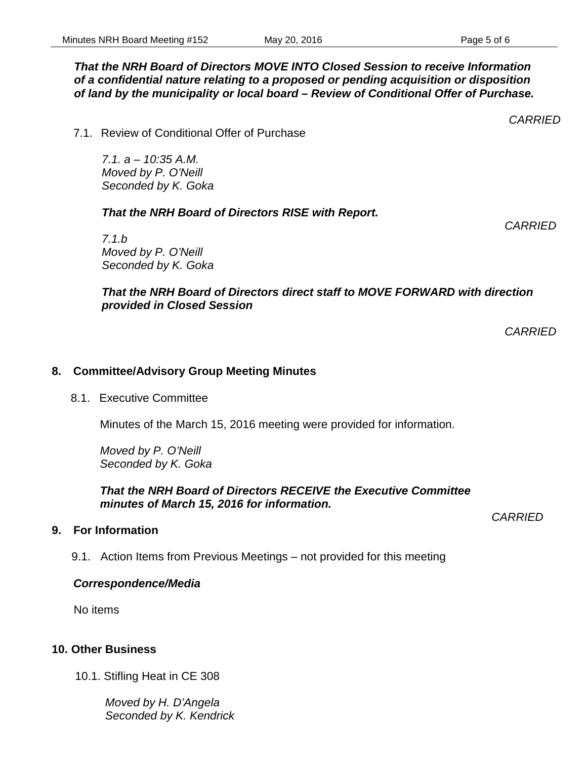***That the NRH Board of Directors MOVE INTO Closed Session to receive Information of a confidential nature relating to a proposed or pending acquisition or disposition of land by the municipality or local board – Review of Conditional Offer of Purchase.***

*CARRIED*

7.1. Review of Conditional Offer of Purchase

*7.1. a – 10:35 A.M.*
*Moved by P. O'Neill*
*Seconded by K. Goka*

***That the NRH Board of Directors RISE with Report.***

*CARRIED*

*7.1.b*
*Moved by P. O'Neill*
*Seconded by K. Goka*

***That the NRH Board of Directors direct staff to MOVE FORWARD with direction provided in Closed Session***

*CARRIED*

## 8. Committee/Advisory Group Meeting Minutes

8.1. Executive Committee

Minutes of the March 15, 2016 meeting were provided for information.

*Moved by P. O'Neill*
*Seconded by K. Goka*

***That the NRH Board of Directors RECEIVE the Executive Committee minutes of March 15, 2016 for information.***

*CARRIED*

## 9. For Information

9.1. Action Items from Previous Meetings – not provided for this meeting

***Correspondence/Media***

No items

## 10. Other Business

10.1. Stifling Heat in CE 308

*Moved by H. D'Angela*
*Seconded by K. Kendrick*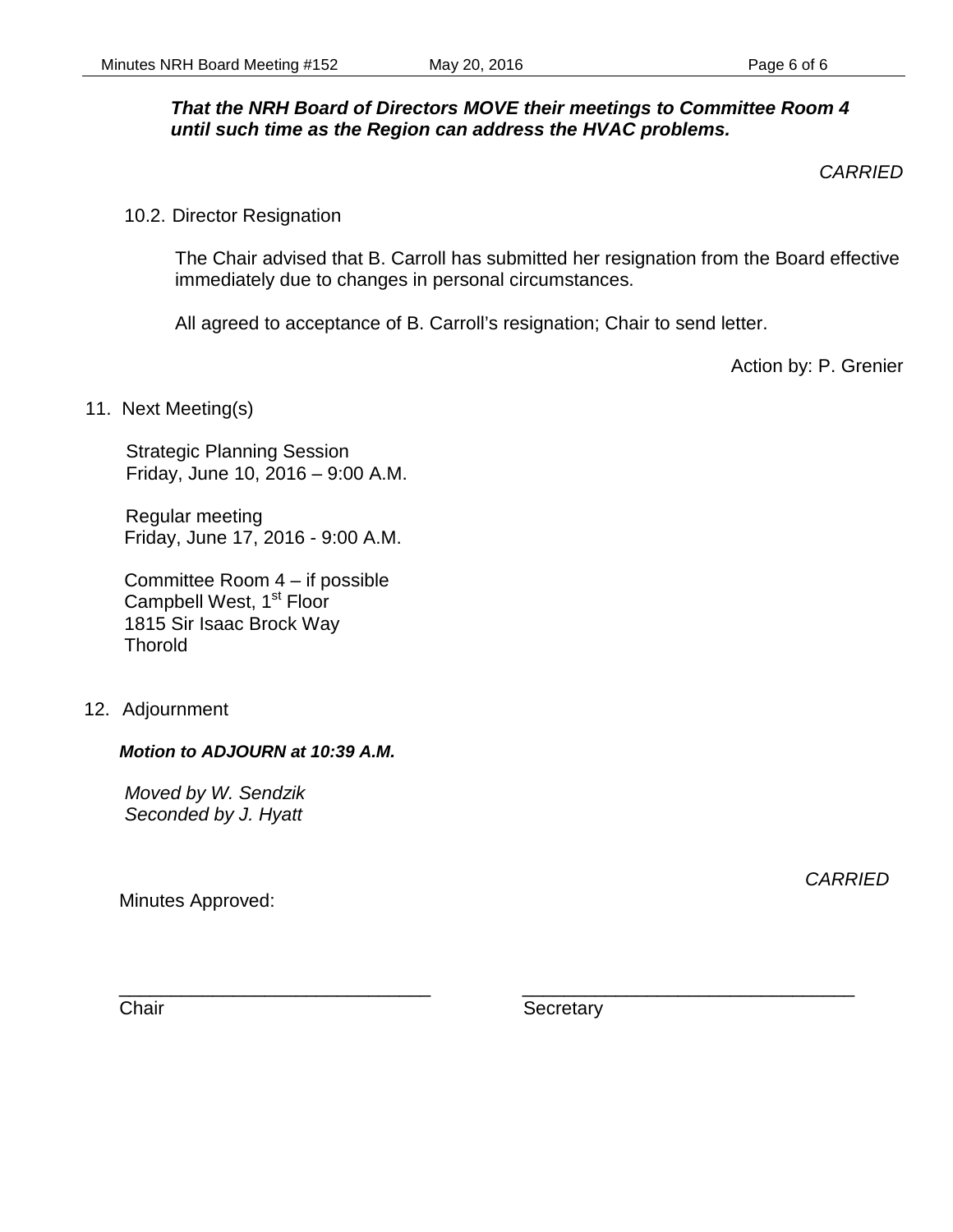***That the NRH Board of Directors MOVE their meetings to Committee Room 4 until such time as the Region can address the HVAC problems.***

*CARRIED*

10.2. Director Resignation

The Chair advised that B. Carroll has submitted her resignation from the Board effective immediately due to changes in personal circumstances.

All agreed to acceptance of B. Carroll's resignation; Chair to send letter.

Action by: P. Grenier

11. Next Meeting(s)

Strategic Planning Session
Friday, June 10, 2016 – 9:00 A.M.

Regular meeting
Friday, June 17, 2016 - 9:00 A.M.

Committee Room 4 – if possible
Campbell West, 1st Floor
1815 Sir Isaac Brock Way
Thorold

12. Adjournment

***Motion to ADJOURN at 10:39 A.M.***

*Moved by W. Sendzik*
*Seconded by J. Hyatt*

*CARRIED*

Minutes Approved:

_______________________________ _________________________________
Chair Secretary